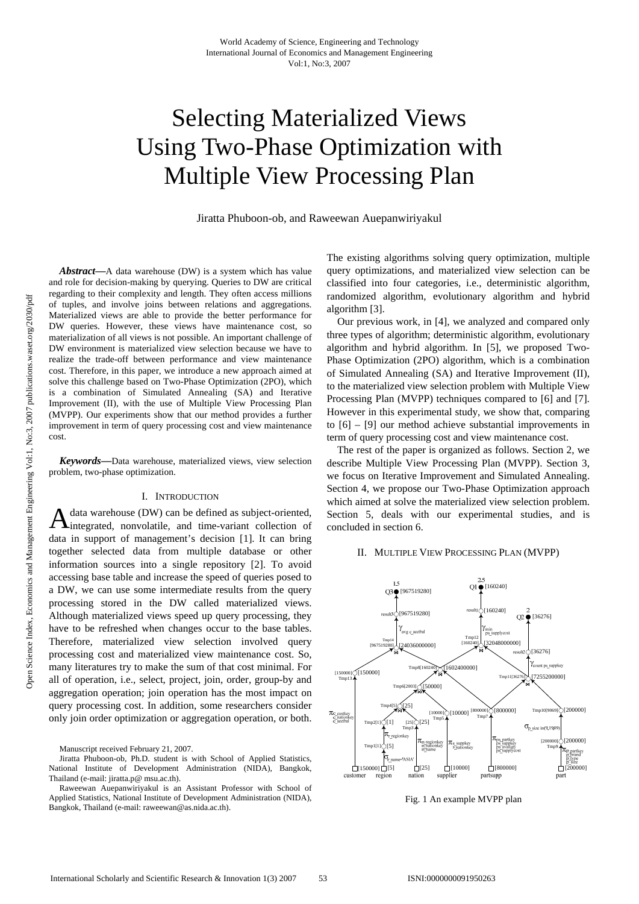# Selecting Materialized Views Using Two-Phase Optimization with Multiple View Processing Plan

Jiratta Phuboon-ob, and Raweewan Auepanwiriyakul

***Abstract*—**A data warehouse (DW) is a system which has value and role for decision-making by querying. Queries to DW are critical regarding to their complexity and length. They often access millions of tuples, and involve joins between relations and aggregations. Materialized views are able to provide the better performance for DW queries. However, these views have maintenance cost, so materialization of all views is not possible. An important challenge of DW environment is materialized view selection because we have to realize the trade-off between performance and view maintenance cost. Therefore, in this paper, we introduce a new approach aimed at solve this challenge based on Two-Phase Optimization (2PO), which is a combination of Simulated Annealing (SA) and Iterative Improvement (II), with the use of Multiple View Processing Plan (MVPP). Our experiments show that our method provides a further improvement in term of query processing cost and view maintenance cost.

***Keywords*—**Data warehouse, materialized views, view selection problem, two-phase optimization.

## I. Introduction

A data warehouse (DW) can be defined as subject-oriented, integrated, nonvolatile, and time-variant collection of data in support of management's decision [1]. It can bring together selected data from multiple database or other information sources into a single repository [2]. To avoid accessing base table and increase the speed of queries posed to a DW, we can use some intermediate results from the query processing stored in the DW called materialized views. Although materialized views speed up query processing, they have to be refreshed when changes occur to the base tables. Therefore, materialized view selection involved query processing cost and materialized view maintenance cost. So, many literatures try to make the sum of that cost minimal. For all of operation, i.e., select, project, join, order, group-by and aggregation operation; join operation has the most impact on query processing cost. In addition, some researchers consider only join order optimization or aggregation operation, or both.

Manuscript received February 21, 2007.

Jiratta Phuboon-ob, Ph.D. student is with School of Applied Statistics, National Institute of Development Administration (NIDA), Bangkok, Thailand (e-mail: jiratta.p@ msu.ac.th).

Raweewan Auepanwiriyakul is an Assistant Professor with School of Applied Statistics, National Institute of Development Administration (NIDA), Bangkok, Thailand (e-mail: raweewan@as.nida.ac.th).

The existing algorithms solving query optimization, multiple query optimizations, and materialized view selection can be classified into four categories, i.e., deterministic algorithm, randomized algorithm, evolutionary algorithm and hybrid algorithm [3].

Our previous work, in [4], we analyzed and compared only three types of algorithm; deterministic algorithm, evolutionary algorithm and hybrid algorithm. In [5], we proposed Two-Phase Optimization (2PO) algorithm, which is a combination of Simulated Annealing (SA) and Iterative Improvement (II), to the materialized view selection problem with Multiple View Processing Plan (MVPP) techniques compared to [6] and [7]. However in this experimental study, we show that, comparing to [6] – [9] our method achieve substantial improvements in term of query processing cost and view maintenance cost.

The rest of the paper is organized as follows. Section 2, we describe Multiple View Processing Plan (MVPP). Section 3, we focus on Iterative Improvement and Simulated Annealing. Section 4, we propose our Two-Phase Optimization approach which aimed at solve the materialized view selection problem. Section 5, deals with our experimental studies, and is concluded in section 6.

## II. Multiple View Processing Plan (MVPP)

Fig. 1 An example MVPP plan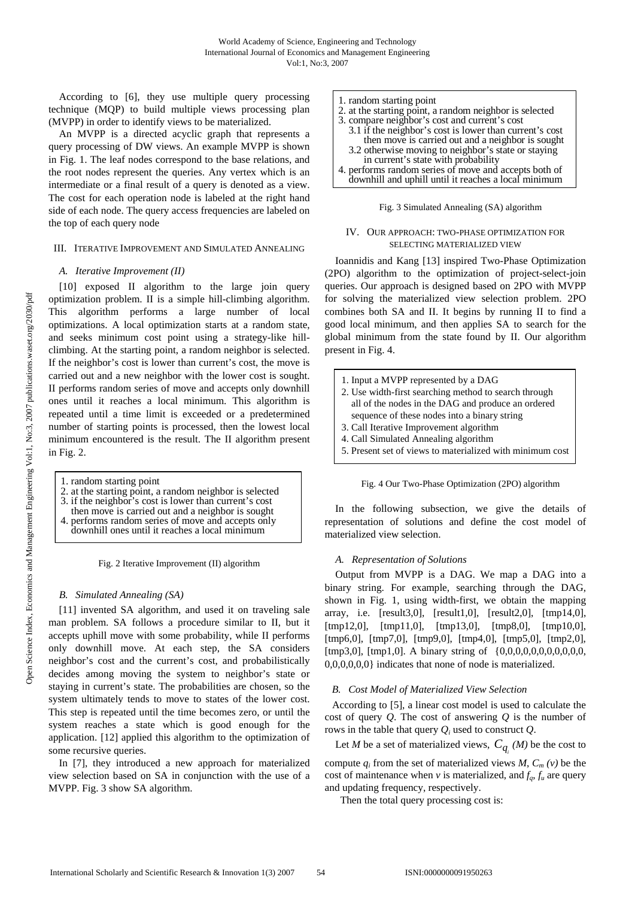According to [6], they use multiple query processing technique (MQP) to build multiple views processing plan (MVPP) in order to identify views to be materialized.

An MVPP is a directed acyclic graph that represents a query processing of DW views. An example MVPP is shown in Fig. 1. The leaf nodes correspond to the base relations, and the root nodes represent the queries. Any vertex which is an intermediate or a final result of a query is denoted as a view. The cost for each operation node is labeled at the right hand side of each node. The query access frequencies are labeled on the top of each query node

## III. Iterative Improvement and Simulated Annealing

### *A. Iterative Improvement (II)*

[10] exposed II algorithm to the large join query optimization problem. II is a simple hill-climbing algorithm. This algorithm performs a large number of local optimizations. A local optimization starts at a random state, and seeks minimum cost point using a strategy-like hill-climbing. At the starting point, a random neighbor is selected. If the neighbor's cost is lower than current's cost, the move is carried out and a new neighbor with the lower cost is sought. II performs random series of move and accepts only downhill ones until it reaches a local minimum. This algorithm is repeated until a time limit is exceeded or a predetermined number of starting points is processed, then the lowest local minimum encountered is the result. The II algorithm present in Fig. 2.

```
1. random starting point
2. at the starting point, a random neighbor is selected
3. if the neighbor's cost is lower than current's cost
   then move is carried out and a neighbor is sought
4. performs random series of move and accepts only
   downhill ones until it reaches a local minimum
```

Fig. 2 Iterative Improvement (II) algorithm

### *B. Simulated Annealing (SA)*

[11] invented SA algorithm, and used it on traveling sale man problem. SA follows a procedure similar to II, but it accepts uphill move with some probability, while II performs only downhill move. At each step, the SA considers neighbor's cost and the current's cost, and probabilistically decides among moving the system to neighbor's state or staying in current's state. The probabilities are chosen, so the system ultimately tends to move to states of the lower cost. This step is repeated until the time becomes zero, or until the system reaches a state which is good enough for the application. [12] applied this algorithm to the optimization of some recursive queries.

In [7], they introduced a new approach for materialized view selection based on SA in conjunction with the use of a MVPP. Fig. 3 show SA algorithm.

```
1. random starting point
2. at the starting point, a random neighbor is selected
3. compare neighbor's cost and current's cost
   3.1 if the neighbor's cost is lower than current's cost
       then move is carried out and a neighbor is sought
   3.2 otherwise moving to neighbor's state or staying
       in current's state with probability
4. performs random series of move and accepts both of
   downhill and uphill until it reaches a local minimum
```

Fig. 3 Simulated Annealing (SA) algorithm

## IV. Our Approach: Two-Phase Optimization for Selecting Materialized View

Ioannidis and Kang [13] inspired Two-Phase Optimization (2PO) algorithm to the optimization of project-select-join queries. Our approach is designed based on 2PO with MVPP for solving the materialized view selection problem. 2PO combines both SA and II. It begins by running II to find a good local minimum, and then applies SA to search for the global minimum from the state found by II. Our algorithm present in Fig. 4.

```
1. Input a MVPP represented by a DAG
2. Use width-first searching method to search through
   all of the nodes in the DAG and produce an ordered
   sequence of these nodes into a binary string
3. Call Iterative Improvement algorithm
4. Call Simulated Annealing algorithm
5. Present set of views to materialized with minimum cost
```

Fig. 4 Our Two-Phase Optimization (2PO) algorithm

In the following subsection, we give the details of representation of solutions and define the cost model of materialized view selection.

### *A. Representation of Solutions*

Output from MVPP is a DAG. We map a DAG into a binary string. For example, searching through the DAG, shown in Fig. 1, using width-first, we obtain the mapping array, i.e. [result3,0], [result1,0], [result2,0], [tmp14,0], [tmp12,0], [tmp11,0], [tmp13,0], [tmp8,0], [tmp10,0], [tmp6,0], [tmp7,0], [tmp9,0], [tmp4,0], [tmp5,0], [tmp2,0], [tmp3,0], [tmp1,0]. A binary string of {0,0,0,0,0,0,0,0,0,0,0, 0,0,0,0,0,0} indicates that none of node is materialized.

### *B. Cost Model of Materialized View Selection*

According to [5], a linear cost model is used to calculate the cost of query $Q$. The cost of answering $Q$ is the number of rows in the table that query $Q_i$ used to construct $Q$.

Let $M$ be a set of materialized views, $C_{q_i}(M)$ be the cost to compute $q_i$ from the set of materialized views $M$, $C_m(v)$ be the cost of maintenance when $v$ is materialized, and $f_q$, $f_u$ are query and updating frequency, respectively.

Then the total query processing cost is: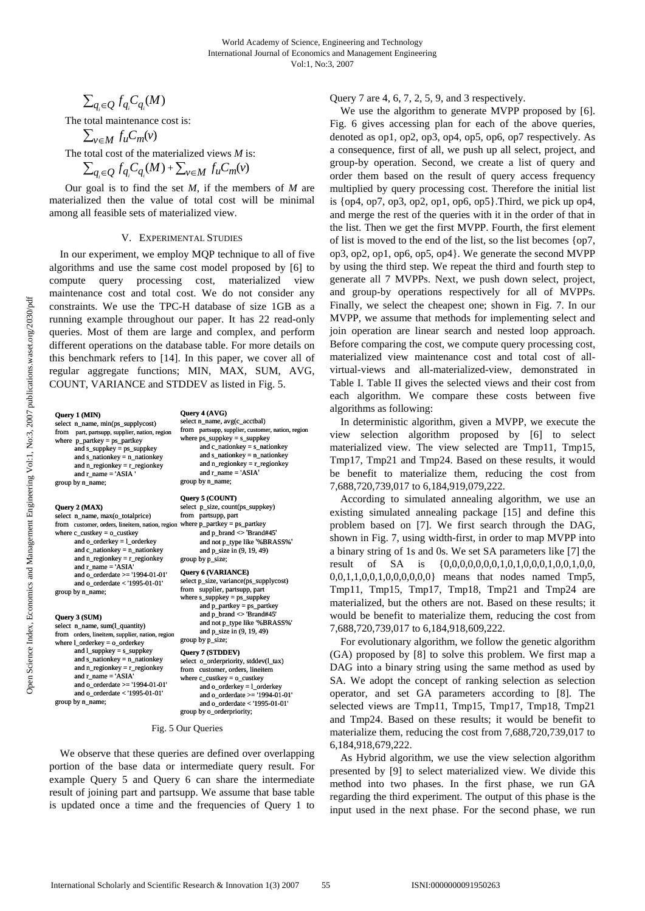$$\sum_{q_i \in Q} f_{q_i} C_{q_i}(M)$$

The total maintenance cost is:

$$\sum_{v \in M} f_u C_m(v)$$

The total cost of the materialized views *M* is:

$$\sum_{q_i \in Q} f_{q_i} C_{q_i}(M) + \sum_{v \in M} f_u C_m(v)$$

Our goal is to find the set *M*, if the members of *M* are materialized then the value of total cost will be minimal among all feasible sets of materialized view.

## V. Experimental Studies

In our experiment, we employ MQP technique to all of five algorithms and use the same cost model proposed by [6] to compute query processing cost, materialized view maintenance cost and total cost. We do not consider any constraints. We use the TPC-H database of size 1GB as a running example throughout our paper. It has 22 read-only queries. Most of them are large and complex, and perform different operations on the database table. For more details on this benchmark refers to [14]. In this paper, we cover all of regular aggregate functions; MIN, MAX, SUM, AVG, COUNT, VARIANCE and STDDEV as listed in Fig. 5.

**Query 1 (MIN)**
```
select n_name, min(ps_supplycost)
from part, partsupp, supplier, nation, region
where p_partkey = ps_partkey
      and s_suppkey = ps_suppkey
      and s_nationkey = n_nationkey
      and n_regionkey = r_regionkey
      and r_name = 'ASIA '
group by n_name;
```

**Query 2 (MAX)**
```
select n_name, max(o_totalprice)
from customer, orders, lineitem, nation, region
where c_custkey = o_custkey
      and o_orderkey = l_orderkey
      and c_nationkey = n_nationkey
      and n_regionkey = r_regionkey
      and r_name = 'ASIA'
      and o_orderdate >= '1994-01-01'
      and o_orderdate < '1995-01-01'
group by n_name;
```

**Query 3 (SUM)**
```
select n_name, sum(l_quantity)
from orders, lineitem, supplier, nation, region
where l_orderkey = o_orderkey
      and l_suppkey = s_suppkey
      and s_nationkey = n_nationkey
      and n_regionkey = r_regionkey
      and r_name = 'ASIA'
      and o_orderdate >= '1994-01-01'
      and o_orderdate < '1995-01-01'
group by n_name;
```

**Query 4 (AVG)**
```
select n_name, avg(c_acctbal)
from partsupp, supplier, customer, nation, region
where ps_suppkey = s_suppkey
      and c_nationkey = s_nationkey
      and s_nationkey = n_nationkey
      and n_regionkey = r_regionkey
      and r_name = 'ASIA'
group by n_name;
```

**Query 5 (COUNT)**
```
select p_size, count(ps_suppkey)
from partsupp, part
where p_partkey = ps_partkey
      and p_brand <> 'Brand#45'
      and not p_type like '%BRASS%'
      and p_size in (9, 19, 49)
group by p_size;
```

**Query 6 (VARIANCE)**
```
select p_size, variance(ps_supplycost)
from supplier, partsupp, part
where s_suppkey = ps_suppkey
      and p_partkey = ps_partkey
      and p_brand <> 'Brand#45'
      and not p_type like '%BRASS%'
      and p_size in (9, 19, 49)
group by p_size;
```

**Query 7 (STDDEV)**
```
select o_orderpriority, stddev(l_tax)
from customer, orders, lineitem
where c_custkey = o_custkey
      and o_orderkey = l_orderkey
      and o_orderdate >= '1994-01-01'
      and o_orderdate < '1995-01-01'
group by o_orderpriority;
```

Fig. 5 Our Queries

We observe that these queries are defined over overlapping portion of the base data or intermediate query result. For example Query 5 and Query 6 can share the intermediate result of joining part and partsupp. We assume that base table is updated once a time and the frequencies of Query 1 to Query 7 are 4, 6, 7, 2, 5, 9, and 3 respectively.

We use the algorithm to generate MVPP proposed by [6]. Fig. 6 gives accessing plan for each of the above queries, denoted as op1, op2, op3, op4, op5, op6, op7 respectively. As a consequence, first of all, we push up all select, project, and group-by operation. Second, we create a list of query and order them based on the result of query access frequency multiplied by query processing cost. Therefore the initial list is {op4, op7, op3, op2, op1, op6, op5}.Third, we pick up op4, and merge the rest of the queries with it in the order of that in the list. Then we get the first MVPP. Fourth, the first element of list is moved to the end of the list, so the list becomes {op7, op3, op2, op1, op6, op5, op4}. We generate the second MVPP by using the third step. We repeat the third and fourth step to generate all 7 MVPPs. Next, we push down select, project, and group-by operations respectively for all of MVPPs. Finally, we select the cheapest one; shown in Fig. 7. In our MVPP, we assume that methods for implementing select and join operation are linear search and nested loop approach. Before comparing the cost, we compute query processing cost, materialized view maintenance cost and total cost of all-virtual-views and all-materialized-view, demonstrated in Table I. Table II gives the selected views and their cost from each algorithm. We compare these costs between five algorithms as following:

In deterministic algorithm, given a MVPP, we execute the view selection algorithm proposed by [6] to select materialized view. The view selected are Tmp11, Tmp15, Tmp17, Tmp21 and Tmp24. Based on these results, it would be benefit to materialize them, reducing the cost from 7,688,720,739,017 to 6,184,919,079,222.

According to simulated annealing algorithm, we use an existing simulated annealing package [15] and define this problem based on [7]. We first search through the DAG, shown in Fig. 7, using width-first, in order to map MVPP into a binary string of 1s and 0s. We set SA parameters like [7] the result of SA is {0,0,0,0,0,0,0,1,0,1,0,0,0,1,0,0,1,0,0, 0,0,1,1,0,0,1,0,0,0,0,0,0} means that nodes named Tmp5, Tmp11, Tmp15, Tmp17, Tmp18, Tmp21 and Tmp24 are materialized, but the others are not. Based on these results; it would be benefit to materialize them, reducing the cost from 7,688,720,739,017 to 6,184,918,609,222.

For evolutionary algorithm, we follow the genetic algorithm (GA) proposed by [8] to solve this problem. We first map a DAG into a binary string using the same method as used by SA. We adopt the concept of ranking selection as selection operator, and set GA parameters according to [8]. The selected views are Tmp11, Tmp15, Tmp17, Tmp18, Tmp21 and Tmp24. Based on these results; it would be benefit to materialize them, reducing the cost from 7,688,720,739,017 to 6,184,918,679,222.

As Hybrid algorithm, we use the view selection algorithm presented by [9] to select materialized view. We divide this method into two phases. In the first phase, we run GA regarding the third experiment. The output of this phase is the input used in the next phase. For the second phase, we run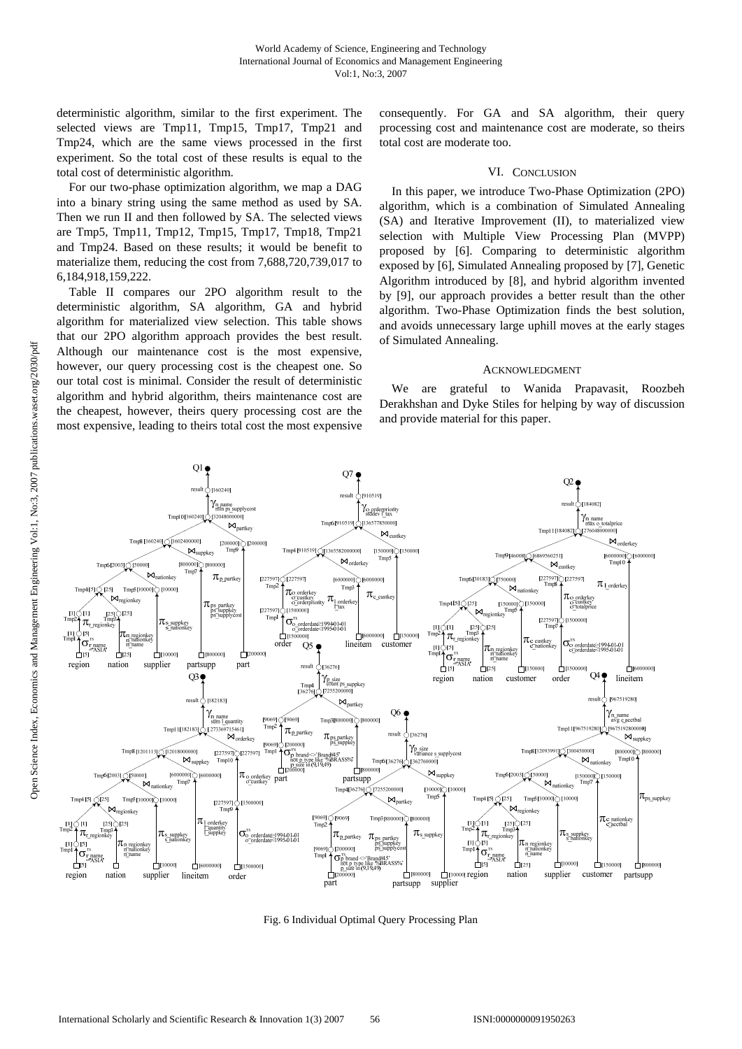deterministic algorithm, similar to the first experiment. The selected views are Tmp11, Tmp15, Tmp17, Tmp21 and Tmp24, which are the same views processed in the first experiment. So the total cost of these results is equal to the total cost of deterministic algorithm.

For our two-phase optimization algorithm, we map a DAG into a binary string using the same method as used by SA. Then we run II and then followed by SA. The selected views are Tmp5, Tmp11, Tmp12, Tmp15, Tmp17, Tmp18, Tmp21 and Tmp24. Based on these results; it would be benefit to materialize them, reducing the cost from 7,688,720,739,017 to 6,184,918,159,222.

Table II compares our 2PO algorithm result to the deterministic algorithm, SA algorithm, GA and hybrid algorithm for materialized view selection. This table shows that our 2PO algorithm approach provides the best result. Although our maintenance cost is the most expensive, however, our query processing cost is the cheapest one. So our total cost is minimal. Consider the result of deterministic algorithm and hybrid algorithm, theirs maintenance cost are the cheapest, however, theirs query processing cost are the most expensive, leading to theirs total cost the most expensive consequently. For GA and SA algorithm, their query processing cost and maintenance cost are moderate, so theirs total cost are moderate too.

## VI. Conclusion

In this paper, we introduce Two-Phase Optimization (2PO) algorithm, which is a combination of Simulated Annealing (SA) and Iterative Improvement (II), to materialized view selection with Multiple View Processing Plan (MVPP) proposed by [6]. Comparing to deterministic algorithm exposed by [6], Simulated Annealing proposed by [7], Genetic Algorithm introduced by [8], and hybrid algorithm invented by [9], our approach provides a better result than the other algorithm. Two-Phase Optimization finds the best solution, and avoids unnecessary large uphill moves at the early stages of Simulated Annealing.

## Acknowledgment

We are grateful to Wanida Prapavasit, Roozbeh Derakhshan and Dyke Stiles for helping by way of discussion and provide material for this paper.

Fig. 6 Individual Optimal Query Processing Plan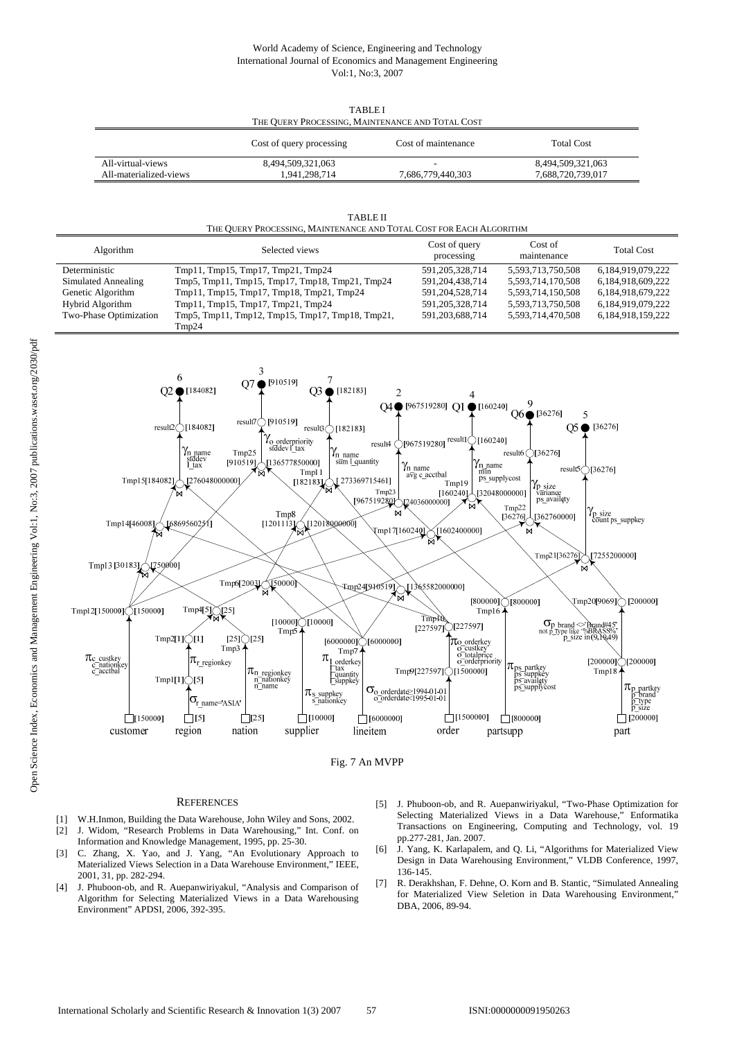TABLE I
THE QUERY PROCESSING, MAINTENANCE AND TOTAL COST

| | Cost of query processing | Cost of maintenance | Total Cost |
|---|---|---|---|
| All-virtual-views | 8,494,509,321,063 | - | 8,494,509,321,063 |
| All-materialized-views | 1,941,298,714 | 7,686,779,440,303 | 7,688,720,739,017 |

TABLE II
THE QUERY PROCESSING, MAINTENANCE AND TOTAL COST FOR EACH ALGORITHM

| Algorithm | Selected views | Cost of query processing | Cost of maintenance | Total Cost |
|---|---|---|---|---|
| Deterministic | Tmp11, Tmp15, Tmp17, Tmp21, Tmp24 | 591,205,328,714 | 5,593,713,750,508 | 6,184,919,079,222 |
| Simulated Annealing | Tmp5, Tmp11, Tmp15, Tmp17, Tmp18, Tmp21, Tmp24 | 591,204,438,714 | 5,593,714,170,508 | 6,184,918,609,222 |
| Genetic Algorithm | Tmp11, Tmp15, Tmp17, Tmp18, Tmp21, Tmp24 | 591,204,528,714 | 5,593,714,150,508 | 6,184,918,679,222 |
| Hybrid Algorithm | Tmp11, Tmp15, Tmp17, Tmp21, Tmp24 | 591,205,328,714 | 5,593,713,750,508 | 6,184,919,079,222 |
| Two-Phase Optimization | Tmp5, Tmp11, Tmp12, Tmp15, Tmp17, Tmp18, Tmp21, Tmp24 | 591,203,688,714 | 5,593,714,470,508 | 6,184,918,159,222 |

Fig. 7 An MVPP

## REFERENCES

[1] W.H.Inmon, Building the Data Warehouse, John Wiley and Sons, 2002.

[2] J. Widom, "Research Problems in Data Warehousing," Int. Conf. on Information and Knowledge Management, 1995, pp. 25-30.

[3] C. Zhang, X. Yao, and J. Yang, "An Evolutionary Approach to Materialized Views Selection in a Data Warehouse Environment," IEEE, 2001, 31, pp. 282-294.

[4] J. Phuboon-ob, and R. Auepanwiriyakul, "Analysis and Comparison of Algorithm for Selecting Materialized Views in a Data Warehousing Environment" APDSI, 2006, 392-395.

[5] J. Phuboon-ob, and R. Auepanwiriyakul, "Two-Phase Optimization for Selecting Materialized Views in a Data Warehouse," Enformatika Transactions on Engineering, Computing and Technology, vol. 19 pp.277-281, Jan. 2007.

[6] J. Yang, K. Karlapalem, and Q. Li, "Algorithms for Materialized View Design in Data Warehousing Environment," VLDB Conference, 1997, 136-145.

[7] R. Derakhshan, F. Dehne, O. Korn and B. Stantic, "Simulated Annealing for Materialized View Seletion in Data Warehousing Environment," DBA, 2006, 89-94.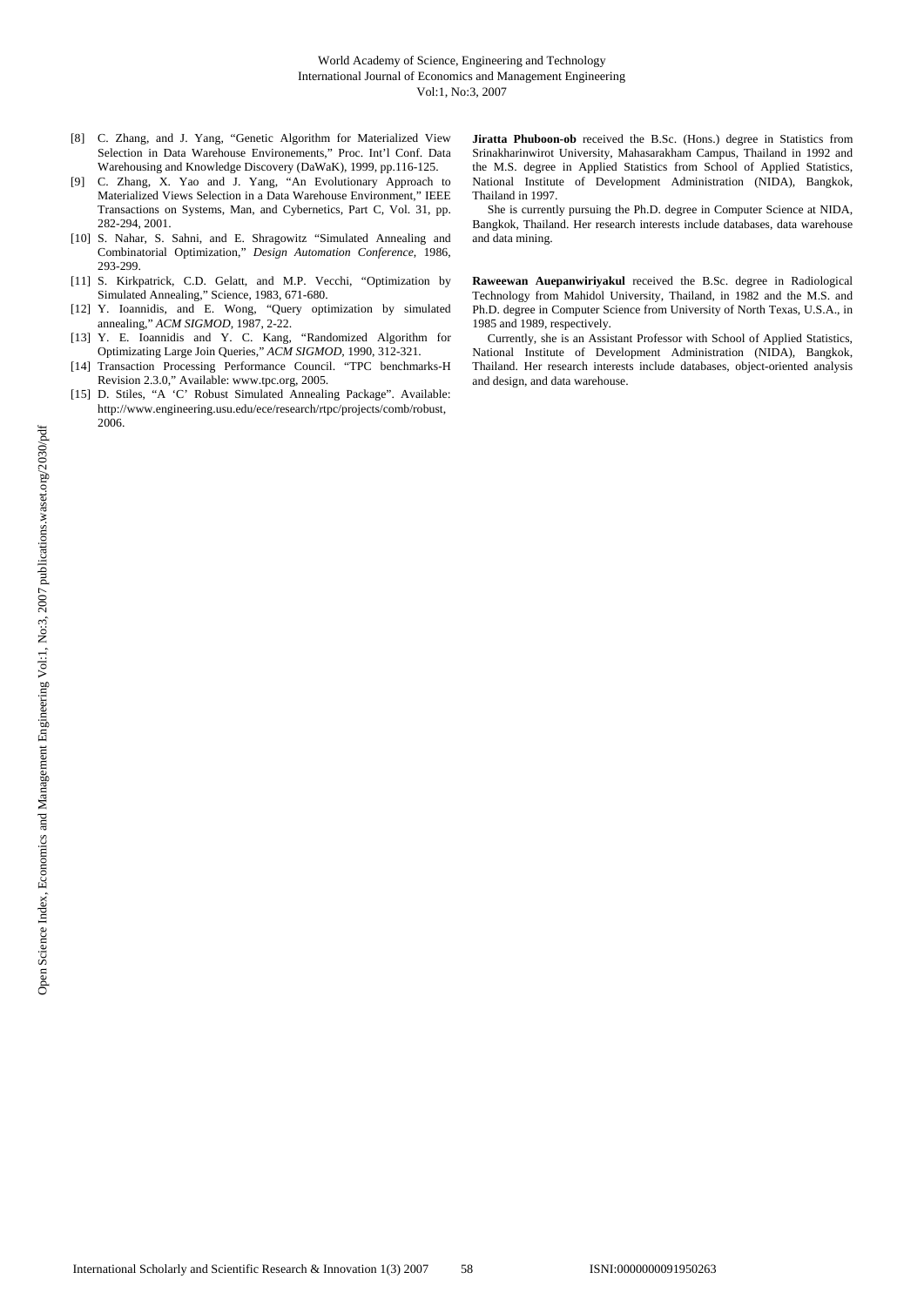[8] C. Zhang, and J. Yang, "Genetic Algorithm for Materialized View Selection in Data Warehouse Environements," Proc. Int'l Conf. Data Warehousing and Knowledge Discovery (DaWaK), 1999, pp.116-125.

[9] C. Zhang, X. Yao and J. Yang, "An Evolutionary Approach to Materialized Views Selection in a Data Warehouse Environment," IEEE Transactions on Systems, Man, and Cybernetics, Part C, Vol. 31, pp. 282-294, 2001.

[10] S. Nahar, S. Sahni, and E. Shragowitz "Simulated Annealing and Combinatorial Optimization," *Design Automation Conference*, 1986, 293-299.

[11] S. Kirkpatrick, C.D. Gelatt, and M.P. Vecchi, "Optimization by Simulated Annealing," Science, 1983, 671-680.

[12] Y. Ioannidis, and E. Wong, "Query optimization by simulated annealing," *ACM SIGMOD*, 1987, 2-22.

[13] Y. E. Ioannidis and Y. C. Kang, "Randomized Algorithm for Optimizating Large Join Queries," *ACM SIGMOD*, 1990, 312-321.

[14] Transaction Processing Performance Council. "TPC benchmarks-H Revision 2.3.0," Available: www.tpc.org, 2005.

[15] D. Stiles, "A 'C' Robust Simulated Annealing Package". Available: http://www.engineering.usu.edu/ece/research/rtpc/projects/comb/robust, 2006.

**Jiratta Phuboon-ob** received the B.Sc. (Hons.) degree in Statistics from Srinakharinwirot University, Mahasarakham Campus, Thailand in 1992 and the M.S. degree in Applied Statistics from School of Applied Statistics, National Institute of Development Administration (NIDA), Bangkok, Thailand in 1997.

She is currently pursuing the Ph.D. degree in Computer Science at NIDA, Bangkok, Thailand. Her research interests include databases, data warehouse and data mining.

**Raweewan Auepanwiriyakul** received the B.Sc. degree in Radiological Technology from Mahidol University, Thailand, in 1982 and the M.S. and Ph.D. degree in Computer Science from University of North Texas, U.S.A., in 1985 and 1989, respectively.

Currently, she is an Assistant Professor with School of Applied Statistics, National Institute of Development Administration (NIDA), Bangkok, Thailand. Her research interests include databases, object-oriented analysis and design, and data warehouse.